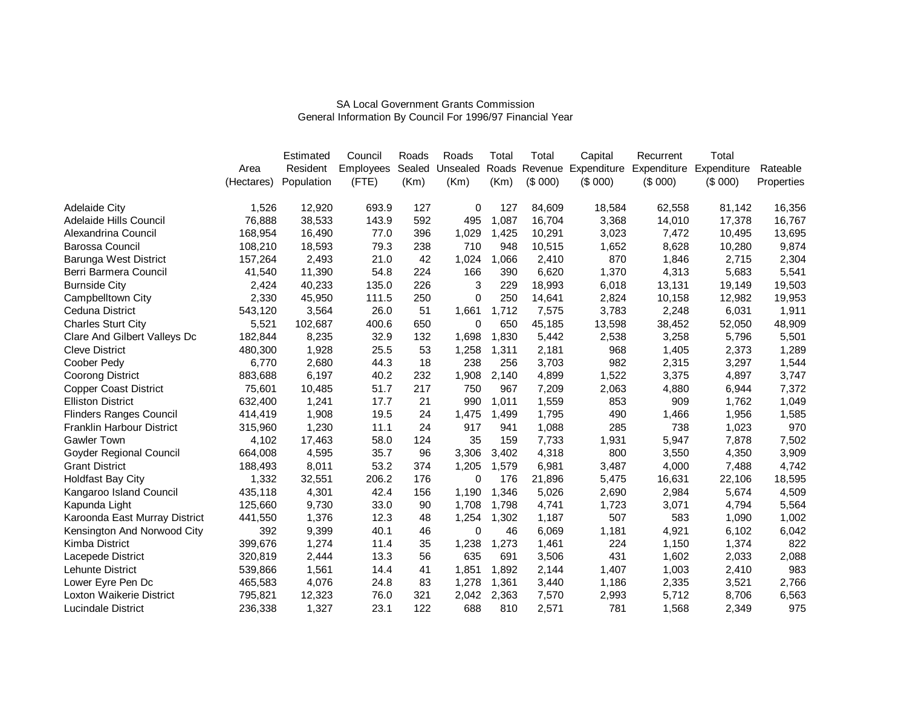SA Local Government Grants Commission
General Information By Council For 1996/97 Financial Year

| | Area (Hectares) | Estimated Resident Population | Council Employees (FTE) | Roads Sealed (Km) | Roads Unsealed (Km) | Total Roads (Km) | Total Revenue ($ 000) | Capital Expenditure ($ 000) | Recurrent Expenditure ($ 000) | Total Expenditure ($ 000) | Rateable Properties |
|---|---|---|---|---|---|---|---|---|---|---|---|
| Adelaide City | 1,526 | 12,920 | 693.9 | 127 | 0 | 127 | 84,609 | 18,584 | 62,558 | 81,142 | 16,356 |
| Adelaide Hills Council | 76,888 | 38,533 | 143.9 | 592 | 495 | 1,087 | 16,704 | 3,368 | 14,010 | 17,378 | 16,767 |
| Alexandrina Council | 168,954 | 16,490 | 77.0 | 396 | 1,029 | 1,425 | 10,291 | 3,023 | 7,472 | 10,495 | 13,695 |
| Barossa Council | 108,210 | 18,593 | 79.3 | 238 | 710 | 948 | 10,515 | 1,652 | 8,628 | 10,280 | 9,874 |
| Barunga West District | 157,264 | 2,493 | 21.0 | 42 | 1,024 | 1,066 | 2,410 | 870 | 1,846 | 2,715 | 2,304 |
| Berri Barmera Council | 41,540 | 11,390 | 54.8 | 224 | 166 | 390 | 6,620 | 1,370 | 4,313 | 5,683 | 5,541 |
| Burnside City | 2,424 | 40,233 | 135.0 | 226 | 3 | 229 | 18,993 | 6,018 | 13,131 | 19,149 | 19,503 |
| Campbelltown City | 2,330 | 45,950 | 111.5 | 250 | 0 | 250 | 14,641 | 2,824 | 10,158 | 12,982 | 19,953 |
| Ceduna District | 543,120 | 3,564 | 26.0 | 51 | 1,661 | 1,712 | 7,575 | 3,783 | 2,248 | 6,031 | 1,911 |
| Charles Sturt City | 5,521 | 102,687 | 400.6 | 650 | 0 | 650 | 45,185 | 13,598 | 38,452 | 52,050 | 48,909 |
| Clare And Gilbert Valleys Dc | 182,844 | 8,235 | 32.9 | 132 | 1,698 | 1,830 | 5,442 | 2,538 | 3,258 | 5,796 | 5,501 |
| Cleve District | 480,300 | 1,928 | 25.5 | 53 | 1,258 | 1,311 | 2,181 | 968 | 1,405 | 2,373 | 1,289 |
| Coober Pedy | 6,770 | 2,680 | 44.3 | 18 | 238 | 256 | 3,703 | 982 | 2,315 | 3,297 | 1,544 |
| Coorong District | 883,688 | 6,197 | 40.2 | 232 | 1,908 | 2,140 | 4,899 | 1,522 | 3,375 | 4,897 | 3,747 |
| Copper Coast District | 75,601 | 10,485 | 51.7 | 217 | 750 | 967 | 7,209 | 2,063 | 4,880 | 6,944 | 7,372 |
| Elliston District | 632,400 | 1,241 | 17.7 | 21 | 990 | 1,011 | 1,559 | 853 | 909 | 1,762 | 1,049 |
| Flinders Ranges Council | 414,419 | 1,908 | 19.5 | 24 | 1,475 | 1,499 | 1,795 | 490 | 1,466 | 1,956 | 1,585 |
| Franklin Harbour District | 315,960 | 1,230 | 11.1 | 24 | 917 | 941 | 1,088 | 285 | 738 | 1,023 | 970 |
| Gawler Town | 4,102 | 17,463 | 58.0 | 124 | 35 | 159 | 7,733 | 1,931 | 5,947 | 7,878 | 7,502 |
| Goyder Regional Council | 664,008 | 4,595 | 35.7 | 96 | 3,306 | 3,402 | 4,318 | 800 | 3,550 | 4,350 | 3,909 |
| Grant District | 188,493 | 8,011 | 53.2 | 374 | 1,205 | 1,579 | 6,981 | 3,487 | 4,000 | 7,488 | 4,742 |
| Holdfast Bay City | 1,332 | 32,551 | 206.2 | 176 | 0 | 176 | 21,896 | 5,475 | 16,631 | 22,106 | 18,595 |
| Kangaroo Island Council | 435,118 | 4,301 | 42.4 | 156 | 1,190 | 1,346 | 5,026 | 2,690 | 2,984 | 5,674 | 4,509 |
| Kapunda Light | 125,660 | 9,730 | 33.0 | 90 | 1,708 | 1,798 | 4,741 | 1,723 | 3,071 | 4,794 | 5,564 |
| Karoonda East Murray District | 441,550 | 1,376 | 12.3 | 48 | 1,254 | 1,302 | 1,187 | 507 | 583 | 1,090 | 1,002 |
| Kensington And Norwood City | 392 | 9,399 | 40.1 | 46 | 0 | 46 | 6,069 | 1,181 | 4,921 | 6,102 | 6,042 |
| Kimba District | 399,676 | 1,274 | 11.4 | 35 | 1,238 | 1,273 | 1,461 | 224 | 1,150 | 1,374 | 822 |
| Lacepede District | 320,819 | 2,444 | 13.3 | 56 | 635 | 691 | 3,506 | 431 | 1,602 | 2,033 | 2,088 |
| Lehunte District | 539,866 | 1,561 | 14.4 | 41 | 1,851 | 1,892 | 2,144 | 1,407 | 1,003 | 2,410 | 983 |
| Lower Eyre Pen Dc | 465,583 | 4,076 | 24.8 | 83 | 1,278 | 1,361 | 3,440 | 1,186 | 2,335 | 3,521 | 2,766 |
| Loxton Waikerie District | 795,821 | 12,323 | 76.0 | 321 | 2,042 | 2,363 | 7,570 | 2,993 | 5,712 | 8,706 | 6,563 |
| Lucindale District | 236,338 | 1,327 | 23.1 | 122 | 688 | 810 | 2,571 | 781 | 1,568 | 2,349 | 975 |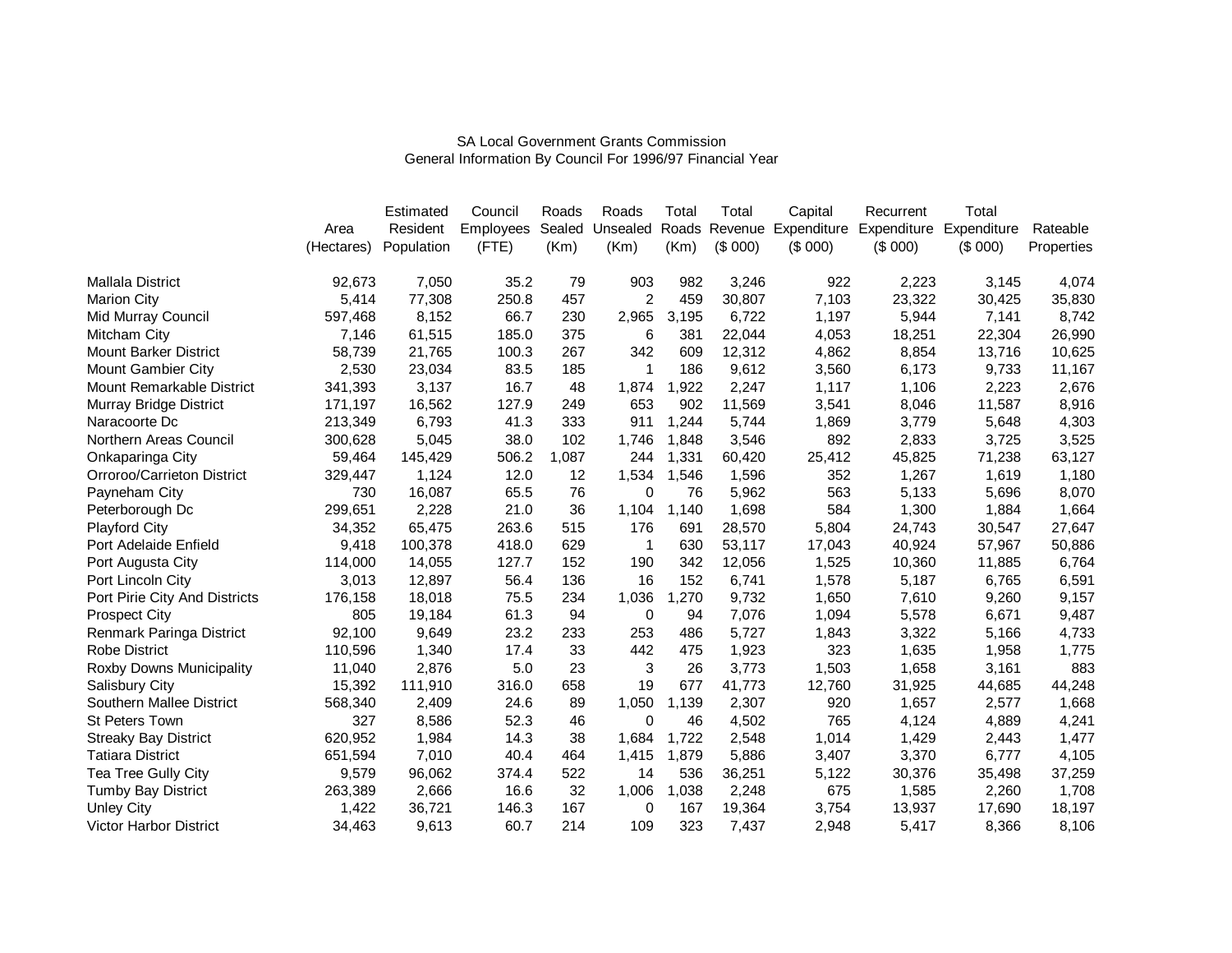SA Local Government Grants Commission
General Information By Council For 1996/97 Financial Year

| | Area (Hectares) | Estimated Resident Population | Council Employees (FTE) | Roads Sealed (Km) | Roads Unsealed (Km) | Total Roads (Km) | Total Revenue ($ 000) | Capital Expenditure ($ 000) | Recurrent Expenditure ($ 000) | Total Expenditure ($ 000) | Rateable Properties |
|---|---|---|---|---|---|---|---|---|---|---|---|
| Mallala District | 92,673 | 7,050 | 35.2 | 79 | 903 | 982 | 3,246 | 922 | 2,223 | 3,145 | 4,074 |
| Marion City | 5,414 | 77,308 | 250.8 | 457 | 2 | 459 | 30,807 | 7,103 | 23,322 | 30,425 | 35,830 |
| Mid Murray Council | 597,468 | 8,152 | 66.7 | 230 | 2,965 | 3,195 | 6,722 | 1,197 | 5,944 | 7,141 | 8,742 |
| Mitcham City | 7,146 | 61,515 | 185.0 | 375 | 6 | 381 | 22,044 | 4,053 | 18,251 | 22,304 | 26,990 |
| Mount Barker District | 58,739 | 21,765 | 100.3 | 267 | 342 | 609 | 12,312 | 4,862 | 8,854 | 13,716 | 10,625 |
| Mount Gambier City | 2,530 | 23,034 | 83.5 | 185 | 1 | 186 | 9,612 | 3,560 | 6,173 | 9,733 | 11,167 |
| Mount Remarkable District | 341,393 | 3,137 | 16.7 | 48 | 1,874 | 1,922 | 2,247 | 1,117 | 1,106 | 2,223 | 2,676 |
| Murray Bridge District | 171,197 | 16,562 | 127.9 | 249 | 653 | 902 | 11,569 | 3,541 | 8,046 | 11,587 | 8,916 |
| Naracoorte Dc | 213,349 | 6,793 | 41.3 | 333 | 911 | 1,244 | 5,744 | 1,869 | 3,779 | 5,648 | 4,303 |
| Northern Areas Council | 300,628 | 5,045 | 38.0 | 102 | 1,746 | 1,848 | 3,546 | 892 | 2,833 | 3,725 | 3,525 |
| Onkaparinga City | 59,464 | 145,429 | 506.2 | 1,087 | 244 | 1,331 | 60,420 | 25,412 | 45,825 | 71,238 | 63,127 |
| Orroroo/Carrieton District | 329,447 | 1,124 | 12.0 | 12 | 1,534 | 1,546 | 1,596 | 352 | 1,267 | 1,619 | 1,180 |
| Payneham City | 730 | 16,087 | 65.5 | 76 | 0 | 76 | 5,962 | 563 | 5,133 | 5,696 | 8,070 |
| Peterborough Dc | 299,651 | 2,228 | 21.0 | 36 | 1,104 | 1,140 | 1,698 | 584 | 1,300 | 1,884 | 1,664 |
| Playford City | 34,352 | 65,475 | 263.6 | 515 | 176 | 691 | 28,570 | 5,804 | 24,743 | 30,547 | 27,647 |
| Port Adelaide Enfield | 9,418 | 100,378 | 418.0 | 629 | 1 | 630 | 53,117 | 17,043 | 40,924 | 57,967 | 50,886 |
| Port Augusta City | 114,000 | 14,055 | 127.7 | 152 | 190 | 342 | 12,056 | 1,525 | 10,360 | 11,885 | 6,764 |
| Port Lincoln City | 3,013 | 12,897 | 56.4 | 136 | 16 | 152 | 6,741 | 1,578 | 5,187 | 6,765 | 6,591 |
| Port Pirie City And Districts | 176,158 | 18,018 | 75.5 | 234 | 1,036 | 1,270 | 9,732 | 1,650 | 7,610 | 9,260 | 9,157 |
| Prospect City | 805 | 19,184 | 61.3 | 94 | 0 | 94 | 7,076 | 1,094 | 5,578 | 6,671 | 9,487 |
| Renmark Paringa District | 92,100 | 9,649 | 23.2 | 233 | 253 | 486 | 5,727 | 1,843 | 3,322 | 5,166 | 4,733 |
| Robe District | 110,596 | 1,340 | 17.4 | 33 | 442 | 475 | 1,923 | 323 | 1,635 | 1,958 | 1,775 |
| Roxby Downs Municipality | 11,040 | 2,876 | 5.0 | 23 | 3 | 26 | 3,773 | 1,503 | 1,658 | 3,161 | 883 |
| Salisbury City | 15,392 | 111,910 | 316.0 | 658 | 19 | 677 | 41,773 | 12,760 | 31,925 | 44,685 | 44,248 |
| Southern Mallee District | 568,340 | 2,409 | 24.6 | 89 | 1,050 | 1,139 | 2,307 | 920 | 1,657 | 2,577 | 1,668 |
| St Peters Town | 327 | 8,586 | 52.3 | 46 | 0 | 46 | 4,502 | 765 | 4,124 | 4,889 | 4,241 |
| Streaky Bay District | 620,952 | 1,984 | 14.3 | 38 | 1,684 | 1,722 | 2,548 | 1,014 | 1,429 | 2,443 | 1,477 |
| Tatiara District | 651,594 | 7,010 | 40.4 | 464 | 1,415 | 1,879 | 5,886 | 3,407 | 3,370 | 6,777 | 4,105 |
| Tea Tree Gully City | 9,579 | 96,062 | 374.4 | 522 | 14 | 536 | 36,251 | 5,122 | 30,376 | 35,498 | 37,259 |
| Tumby Bay District | 263,389 | 2,666 | 16.6 | 32 | 1,006 | 1,038 | 2,248 | 675 | 1,585 | 2,260 | 1,708 |
| Unley City | 1,422 | 36,721 | 146.3 | 167 | 0 | 167 | 19,364 | 3,754 | 13,937 | 17,690 | 18,197 |
| Victor Harbor District | 34,463 | 9,613 | 60.7 | 214 | 109 | 323 | 7,437 | 2,948 | 5,417 | 8,366 | 8,106 |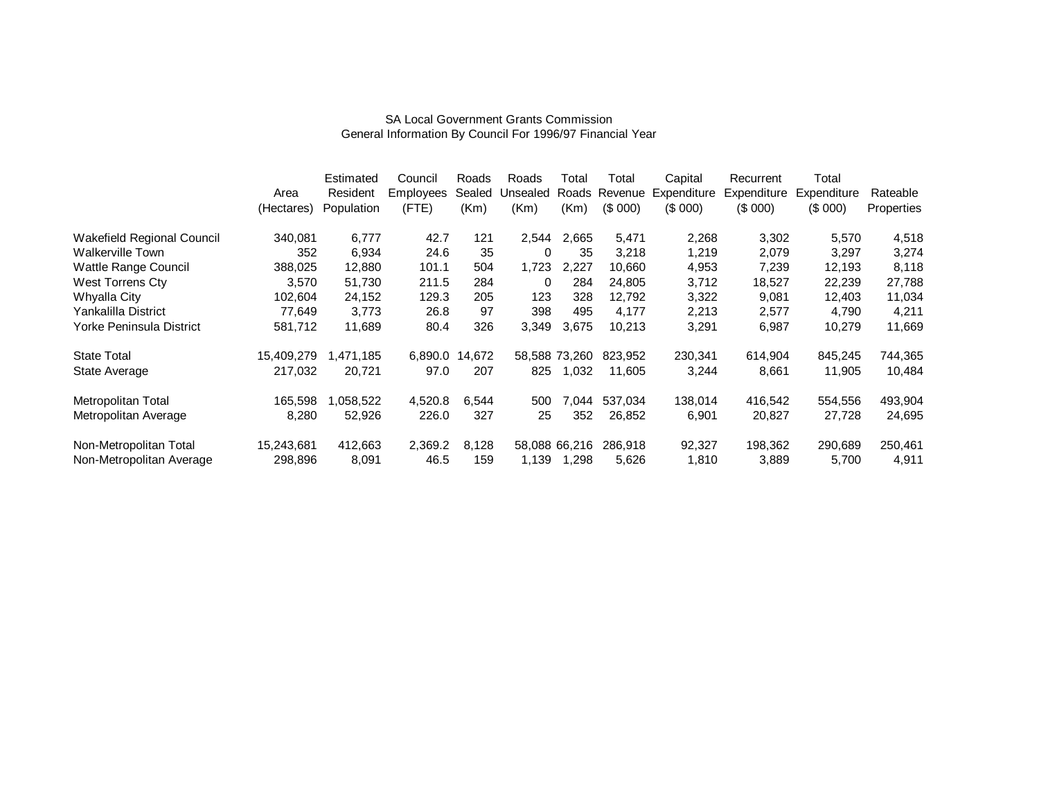SA Local Government Grants Commission
General Information By Council For 1996/97 Financial Year

| | Area (Hectares) | Estimated Resident Population | Council Employees (FTE) | Roads Sealed (Km) | Roads Unsealed (Km) | Total Roads (Km) | Total Revenue ($ 000) | Capital Expenditure ($ 000) | Recurrent Expenditure ($ 000) | Total Expenditure ($ 000) | Rateable Properties |
|---|---|---|---|---|---|---|---|---|---|---|---|
| Wakefield Regional Council | 340,081 | 6,777 | 42.7 | 121 | 2,544 | 2,665 | 5,471 | 2,268 | 3,302 | 5,570 | 4,518 |
| Walkerville Town | 352 | 6,934 | 24.6 | 35 | 0 | 35 | 3,218 | 1,219 | 2,079 | 3,297 | 3,274 |
| Wattle Range Council | 388,025 | 12,880 | 101.1 | 504 | 1,723 | 2,227 | 10,660 | 4,953 | 7,239 | 12,193 | 8,118 |
| West Torrens Cty | 3,570 | 51,730 | 211.5 | 284 | 0 | 284 | 24,805 | 3,712 | 18,527 | 22,239 | 27,788 |
| Whyalla City | 102,604 | 24,152 | 129.3 | 205 | 123 | 328 | 12,792 | 3,322 | 9,081 | 12,403 | 11,034 |
| Yankalilla District | 77,649 | 3,773 | 26.8 | 97 | 398 | 495 | 4,177 | 2,213 | 2,577 | 4,790 | 4,211 |
| Yorke Peninsula District | 581,712 | 11,689 | 80.4 | 326 | 3,349 | 3,675 | 10,213 | 3,291 | 6,987 | 10,279 | 11,669 |
| State Total | 15,409,279 | 1,471,185 | 6,890.0 | 14,672 | 58,588 | 73,260 | 823,952 | 230,341 | 614,904 | 845,245 | 744,365 |
| State Average | 217,032 | 20,721 | 97.0 | 207 | 825 | 1,032 | 11,605 | 3,244 | 8,661 | 11,905 | 10,484 |
| Metropolitan Total | 165,598 | 1,058,522 | 4,520.8 | 6,544 | 500 | 7,044 | 537,034 | 138,014 | 416,542 | 554,556 | 493,904 |
| Metropolitan Average | 8,280 | 52,926 | 226.0 | 327 | 25 | 352 | 26,852 | 6,901 | 20,827 | 27,728 | 24,695 |
| Non-Metropolitan Total | 15,243,681 | 412,663 | 2,369.2 | 8,128 | 58,088 | 66,216 | 286,918 | 92,327 | 198,362 | 290,689 | 250,461 |
| Non-Metropolitan Average | 298,896 | 8,091 | 46.5 | 159 | 1,139 | 1,298 | 5,626 | 1,810 | 3,889 | 5,700 | 4,911 |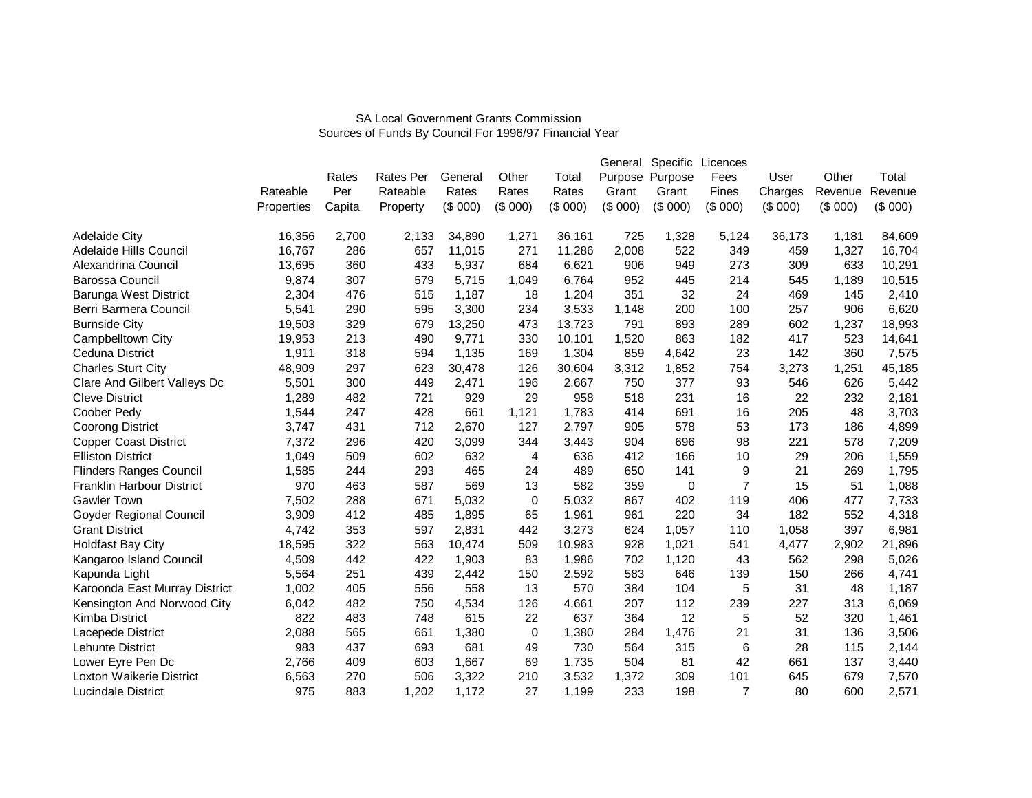SA Local Government Grants Commission
Sources of Funds By Council For 1996/97 Financial Year

| | Rateable Properties | Rates Per Capita | Rates Per Rateable Property | General Rates ($ 000) | Other Rates ($ 000) | Total Rates ($ 000) | General Purpose Grant ($ 000) | Specific Purpose Grant ($ 000) | Licences Fees Fines ($ 000) | User Charges ($ 000) | Other Revenue ($ 000) | Total Revenue ($ 000) |
|---|---|---|---|---|---|---|---|---|---|---|---|---|
| Adelaide City | 16,356 | 2,700 | 2,133 | 34,890 | 1,271 | 36,161 | 725 | 1,328 | 5,124 | 36,173 | 1,181 | 84,609 |
| Adelaide Hills Council | 16,767 | 286 | 657 | 11,015 | 271 | 11,286 | 2,008 | 522 | 349 | 459 | 1,327 | 16,704 |
| Alexandrina Council | 13,695 | 360 | 433 | 5,937 | 684 | 6,621 | 906 | 949 | 273 | 309 | 633 | 10,291 |
| Barossa Council | 9,874 | 307 | 579 | 5,715 | 1,049 | 6,764 | 952 | 445 | 214 | 545 | 1,189 | 10,515 |
| Barunga West District | 2,304 | 476 | 515 | 1,187 | 18 | 1,204 | 351 | 32 | 24 | 469 | 145 | 2,410 |
| Berri Barmera Council | 5,541 | 290 | 595 | 3,300 | 234 | 3,533 | 1,148 | 200 | 100 | 257 | 906 | 6,620 |
| Burnside City | 19,503 | 329 | 679 | 13,250 | 473 | 13,723 | 791 | 893 | 289 | 602 | 1,237 | 18,993 |
| Campbelltown City | 19,953 | 213 | 490 | 9,771 | 330 | 10,101 | 1,520 | 863 | 182 | 417 | 523 | 14,641 |
| Ceduna District | 1,911 | 318 | 594 | 1,135 | 169 | 1,304 | 859 | 4,642 | 23 | 142 | 360 | 7,575 |
| Charles Sturt City | 48,909 | 297 | 623 | 30,478 | 126 | 30,604 | 3,312 | 1,852 | 754 | 3,273 | 1,251 | 45,185 |
| Clare And Gilbert Valleys Dc | 5,501 | 300 | 449 | 2,471 | 196 | 2,667 | 750 | 377 | 93 | 546 | 626 | 5,442 |
| Cleve District | 1,289 | 482 | 721 | 929 | 29 | 958 | 518 | 231 | 16 | 22 | 232 | 2,181 |
| Coober Pedy | 1,544 | 247 | 428 | 661 | 1,121 | 1,783 | 414 | 691 | 16 | 205 | 48 | 3,703 |
| Coorong District | 3,747 | 431 | 712 | 2,670 | 127 | 2,797 | 905 | 578 | 53 | 173 | 186 | 4,899 |
| Copper Coast District | 7,372 | 296 | 420 | 3,099 | 344 | 3,443 | 904 | 696 | 98 | 221 | 578 | 7,209 |
| Elliston District | 1,049 | 509 | 602 | 632 | 4 | 636 | 412 | 166 | 10 | 29 | 206 | 1,559 |
| Flinders Ranges Council | 1,585 | 244 | 293 | 465 | 24 | 489 | 650 | 141 | 9 | 21 | 269 | 1,795 |
| Franklin Harbour District | 970 | 463 | 587 | 569 | 13 | 582 | 359 | 0 | 7 | 15 | 51 | 1,088 |
| Gawler Town | 7,502 | 288 | 671 | 5,032 | 0 | 5,032 | 867 | 402 | 119 | 406 | 477 | 7,733 |
| Goyder Regional Council | 3,909 | 412 | 485 | 1,895 | 65 | 1,961 | 961 | 220 | 34 | 182 | 552 | 4,318 |
| Grant District | 4,742 | 353 | 597 | 2,831 | 442 | 3,273 | 624 | 1,057 | 110 | 1,058 | 397 | 6,981 |
| Holdfast Bay City | 18,595 | 322 | 563 | 10,474 | 509 | 10,983 | 928 | 1,021 | 541 | 4,477 | 2,902 | 21,896 |
| Kangaroo Island Council | 4,509 | 442 | 422 | 1,903 | 83 | 1,986 | 702 | 1,120 | 43 | 562 | 298 | 5,026 |
| Kapunda Light | 5,564 | 251 | 439 | 2,442 | 150 | 2,592 | 583 | 646 | 139 | 150 | 266 | 4,741 |
| Karoonda East Murray District | 1,002 | 405 | 556 | 558 | 13 | 570 | 384 | 104 | 5 | 31 | 48 | 1,187 |
| Kensington And Norwood City | 6,042 | 482 | 750 | 4,534 | 126 | 4,661 | 207 | 112 | 239 | 227 | 313 | 6,069 |
| Kimba District | 822 | 483 | 748 | 615 | 22 | 637 | 364 | 12 | 5 | 52 | 320 | 1,461 |
| Lacepede District | 2,088 | 565 | 661 | 1,380 | 0 | 1,380 | 284 | 1,476 | 21 | 31 | 136 | 3,506 |
| Lehunte District | 983 | 437 | 693 | 681 | 49 | 730 | 564 | 315 | 6 | 28 | 115 | 2,144 |
| Lower Eyre Pen Dc | 2,766 | 409 | 603 | 1,667 | 69 | 1,735 | 504 | 81 | 42 | 661 | 137 | 3,440 |
| Loxton Waikerie District | 6,563 | 270 | 506 | 3,322 | 210 | 3,532 | 1,372 | 309 | 101 | 645 | 679 | 7,570 |
| Lucindale District | 975 | 883 | 1,202 | 1,172 | 27 | 1,199 | 233 | 198 | 7 | 80 | 600 | 2,571 |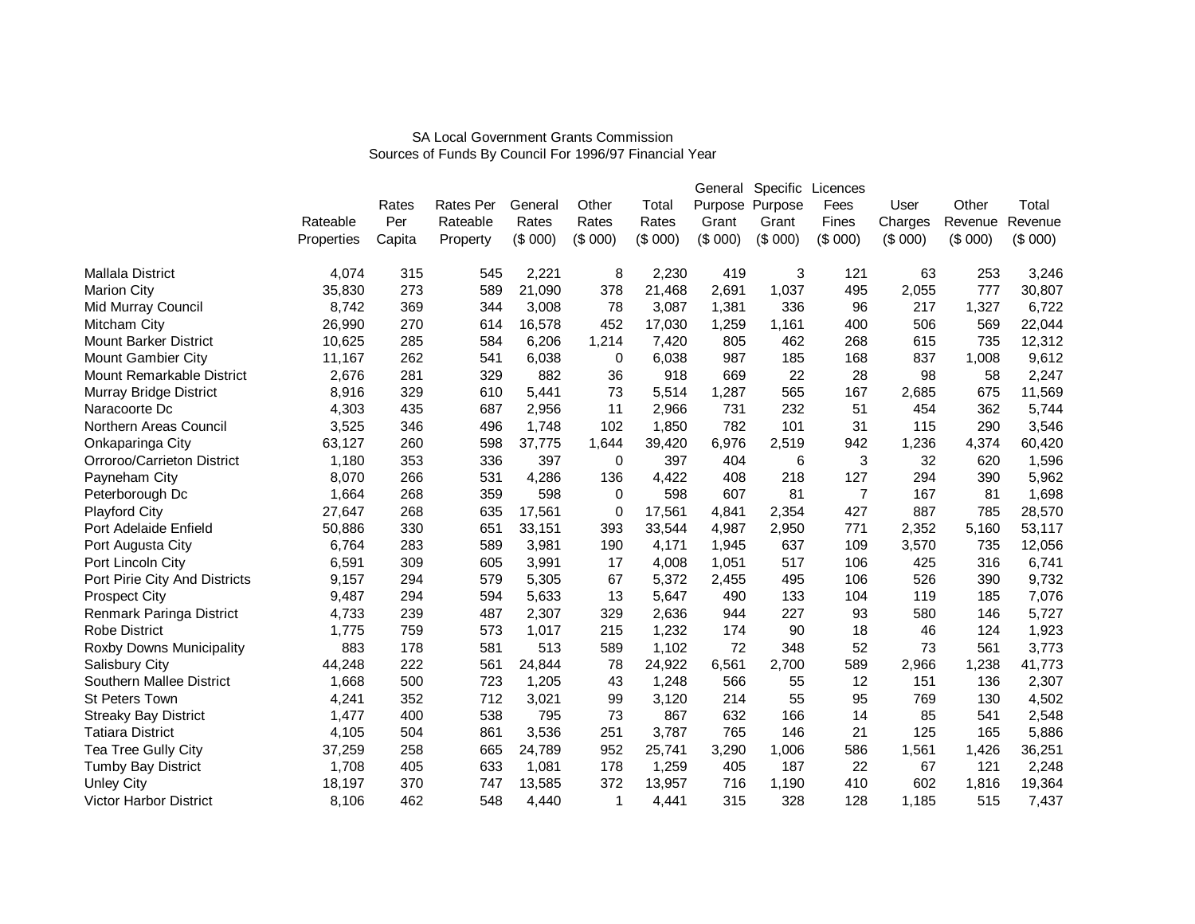SA Local Government Grants Commission
Sources of Funds By Council For 1996/97 Financial Year

| | Rateable Properties | Rates Per Capita | Rates Per Rateable Property | General Rates ($ 000) | Other Rates ($ 000) | Total Rates ($ 000) | General Purpose Grant ($ 000) | Specific Purpose Grant ($ 000) | Licences Fees Fines ($ 000) | User Charges ($ 000) | Other Revenue ($ 000) | Total Revenue ($ 000) |
|---|---|---|---|---|---|---|---|---|---|---|---|---|
| Mallala District | 4,074 | 315 | 545 | 2,221 | 8 | 2,230 | 419 | 3 | 121 | 63 | 253 | 3,246 |
| Marion City | 35,830 | 273 | 589 | 21,090 | 378 | 21,468 | 2,691 | 1,037 | 495 | 2,055 | 777 | 30,807 |
| Mid Murray Council | 8,742 | 369 | 344 | 3,008 | 78 | 3,087 | 1,381 | 336 | 96 | 217 | 1,327 | 6,722 |
| Mitcham City | 26,990 | 270 | 614 | 16,578 | 452 | 17,030 | 1,259 | 1,161 | 400 | 506 | 569 | 22,044 |
| Mount Barker District | 10,625 | 285 | 584 | 6,206 | 1,214 | 7,420 | 805 | 462 | 268 | 615 | 735 | 12,312 |
| Mount Gambier City | 11,167 | 262 | 541 | 6,038 | 0 | 6,038 | 987 | 185 | 168 | 837 | 1,008 | 9,612 |
| Mount Remarkable District | 2,676 | 281 | 329 | 882 | 36 | 918 | 669 | 22 | 28 | 98 | 58 | 2,247 |
| Murray Bridge District | 8,916 | 329 | 610 | 5,441 | 73 | 5,514 | 1,287 | 565 | 167 | 2,685 | 675 | 11,569 |
| Naracoorte Dc | 4,303 | 435 | 687 | 2,956 | 11 | 2,966 | 731 | 232 | 51 | 454 | 362 | 5,744 |
| Northern Areas Council | 3,525 | 346 | 496 | 1,748 | 102 | 1,850 | 782 | 101 | 31 | 115 | 290 | 3,546 |
| Onkaparinga City | 63,127 | 260 | 598 | 37,775 | 1,644 | 39,420 | 6,976 | 2,519 | 942 | 1,236 | 4,374 | 60,420 |
| Orroroo/Carrieton District | 1,180 | 353 | 336 | 397 | 0 | 397 | 404 | 6 | 3 | 32 | 620 | 1,596 |
| Payneham City | 8,070 | 266 | 531 | 4,286 | 136 | 4,422 | 408 | 218 | 127 | 294 | 390 | 5,962 |
| Peterborough Dc | 1,664 | 268 | 359 | 598 | 0 | 598 | 607 | 81 | 7 | 167 | 81 | 1,698 |
| Playford City | 27,647 | 268 | 635 | 17,561 | 0 | 17,561 | 4,841 | 2,354 | 427 | 887 | 785 | 28,570 |
| Port Adelaide Enfield | 50,886 | 330 | 651 | 33,151 | 393 | 33,544 | 4,987 | 2,950 | 771 | 2,352 | 5,160 | 53,117 |
| Port Augusta City | 6,764 | 283 | 589 | 3,981 | 190 | 4,171 | 1,945 | 637 | 109 | 3,570 | 735 | 12,056 |
| Port Lincoln City | 6,591 | 309 | 605 | 3,991 | 17 | 4,008 | 1,051 | 517 | 106 | 425 | 316 | 6,741 |
| Port Pirie City And Districts | 9,157 | 294 | 579 | 5,305 | 67 | 5,372 | 2,455 | 495 | 106 | 526 | 390 | 9,732 |
| Prospect City | 9,487 | 294 | 594 | 5,633 | 13 | 5,647 | 490 | 133 | 104 | 119 | 185 | 7,076 |
| Renmark Paringa District | 4,733 | 239 | 487 | 2,307 | 329 | 2,636 | 944 | 227 | 93 | 580 | 146 | 5,727 |
| Robe District | 1,775 | 759 | 573 | 1,017 | 215 | 1,232 | 174 | 90 | 18 | 46 | 124 | 1,923 |
| Roxby Downs Municipality | 883 | 178 | 581 | 513 | 589 | 1,102 | 72 | 348 | 52 | 73 | 561 | 3,773 |
| Salisbury City | 44,248 | 222 | 561 | 24,844 | 78 | 24,922 | 6,561 | 2,700 | 589 | 2,966 | 1,238 | 41,773 |
| Southern Mallee District | 1,668 | 500 | 723 | 1,205 | 43 | 1,248 | 566 | 55 | 12 | 151 | 136 | 2,307 |
| St Peters Town | 4,241 | 352 | 712 | 3,021 | 99 | 3,120 | 214 | 55 | 95 | 769 | 130 | 4,502 |
| Streaky Bay District | 1,477 | 400 | 538 | 795 | 73 | 867 | 632 | 166 | 14 | 85 | 541 | 2,548 |
| Tatiara District | 4,105 | 504 | 861 | 3,536 | 251 | 3,787 | 765 | 146 | 21 | 125 | 165 | 5,886 |
| Tea Tree Gully City | 37,259 | 258 | 665 | 24,789 | 952 | 25,741 | 3,290 | 1,006 | 586 | 1,561 | 1,426 | 36,251 |
| Tumby Bay District | 1,708 | 405 | 633 | 1,081 | 178 | 1,259 | 405 | 187 | 22 | 67 | 121 | 2,248 |
| Unley City | 18,197 | 370 | 747 | 13,585 | 372 | 13,957 | 716 | 1,190 | 410 | 602 | 1,816 | 19,364 |
| Victor Harbor District | 8,106 | 462 | 548 | 4,440 | 1 | 4,441 | 315 | 328 | 128 | 1,185 | 515 | 7,437 |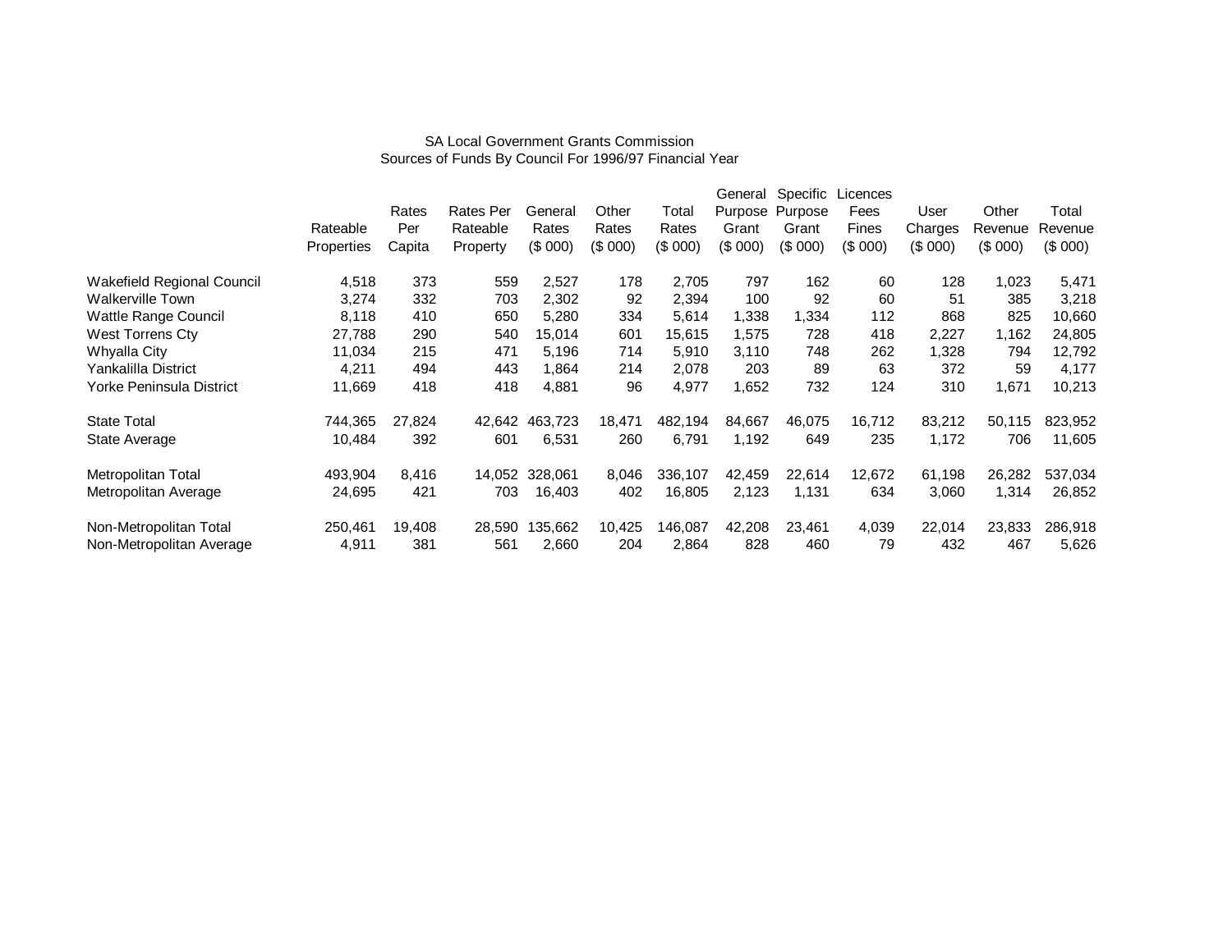SA Local Government Grants Commission
Sources of Funds By Council For 1996/97 Financial Year

| | Rateable Properties | Rates Per Capita | Rates Per Rateable Property | General Rates ($ 000) | Other Rates ($ 000) | Total Rates ($ 000) | General Purpose Grant ($ 000) | Specific Purpose Grant ($ 000) | Licences Fees Fines ($ 000) | User Charges ($ 000) | Other Revenue ($ 000) | Total Revenue ($ 000) |
|---|---|---|---|---|---|---|---|---|---|---|---|---|
| Wakefield Regional Council | 4,518 | 373 | 559 | 2,527 | 178 | 2,705 | 797 | 162 | 60 | 128 | 1,023 | 5,471 |
| Walkerville Town | 3,274 | 332 | 703 | 2,302 | 92 | 2,394 | 100 | 92 | 60 | 51 | 385 | 3,218 |
| Wattle Range Council | 8,118 | 410 | 650 | 5,280 | 334 | 5,614 | 1,338 | 1,334 | 112 | 868 | 825 | 10,660 |
| West Torrens Cty | 27,788 | 290 | 540 | 15,014 | 601 | 15,615 | 1,575 | 728 | 418 | 2,227 | 1,162 | 24,805 |
| Whyalla City | 11,034 | 215 | 471 | 5,196 | 714 | 5,910 | 3,110 | 748 | 262 | 1,328 | 794 | 12,792 |
| Yankalilla District | 4,211 | 494 | 443 | 1,864 | 214 | 2,078 | 203 | 89 | 63 | 372 | 59 | 4,177 |
| Yorke Peninsula District | 11,669 | 418 | 418 | 4,881 | 96 | 4,977 | 1,652 | 732 | 124 | 310 | 1,671 | 10,213 |
| | | | | | | | | | | | | |
| State Total | 744,365 | 27,824 | 42,642 | 463,723 | 18,471 | 482,194 | 84,667 | 46,075 | 16,712 | 83,212 | 50,115 | 823,952 |
| State Average | 10,484 | 392 | 601 | 6,531 | 260 | 6,791 | 1,192 | 649 | 235 | 1,172 | 706 | 11,605 |
| | | | | | | | | | | | | |
| Metropolitan Total | 493,904 | 8,416 | 14,052 | 328,061 | 8,046 | 336,107 | 42,459 | 22,614 | 12,672 | 61,198 | 26,282 | 537,034 |
| Metropolitan Average | 24,695 | 421 | 703 | 16,403 | 402 | 16,805 | 2,123 | 1,131 | 634 | 3,060 | 1,314 | 26,852 |
| | | | | | | | | | | | | |
| Non-Metropolitan Total | 250,461 | 19,408 | 28,590 | 135,662 | 10,425 | 146,087 | 42,208 | 23,461 | 4,039 | 22,014 | 23,833 | 286,918 |
| Non-Metropolitan Average | 4,911 | 381 | 561 | 2,660 | 204 | 2,864 | 828 | 460 | 79 | 432 | 467 | 5,626 |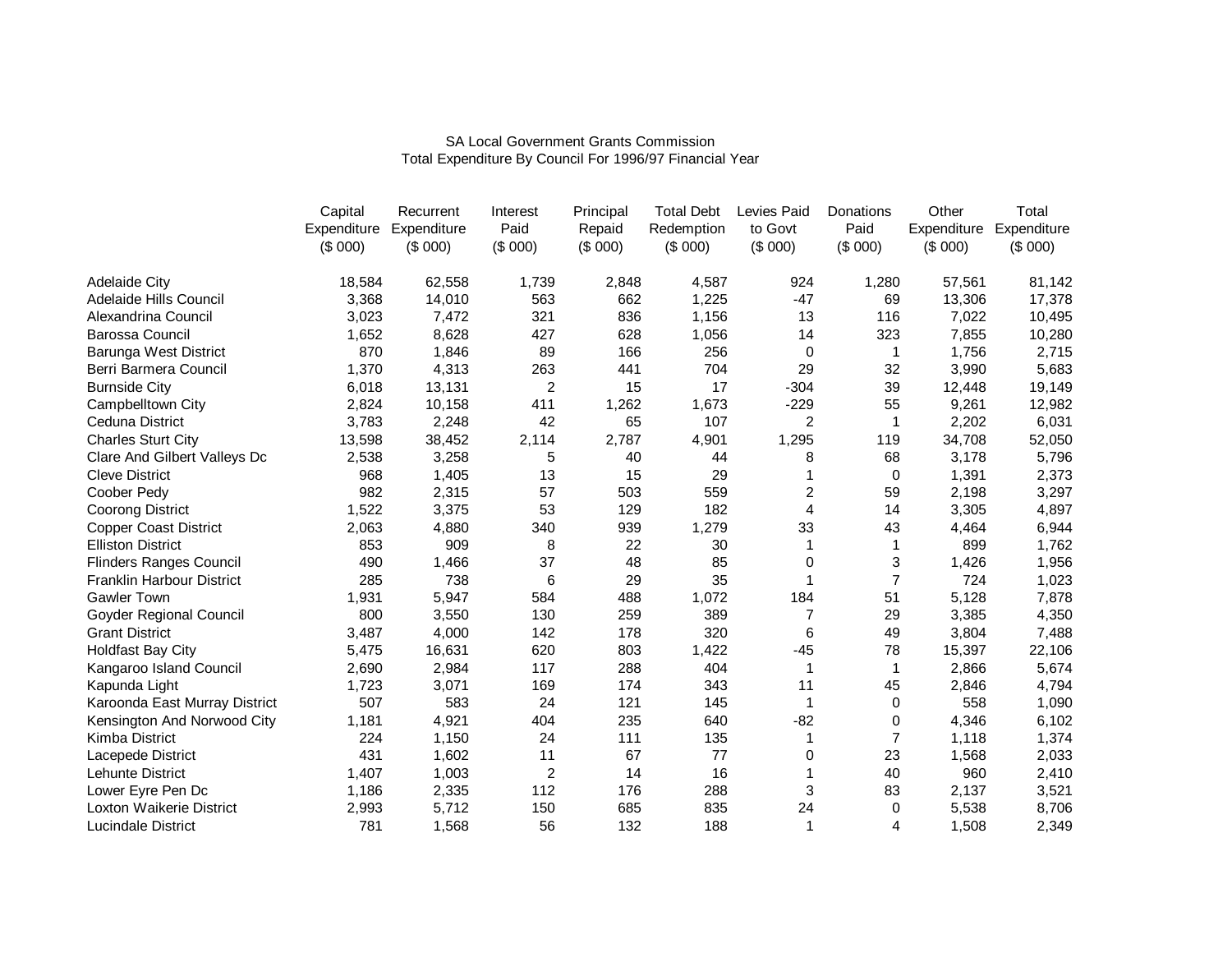SA Local Government Grants Commission
Total Expenditure By Council For 1996/97 Financial Year

| | Capital Expenditure ($ 000) | Recurrent Expenditure ($ 000) | Interest Paid ($ 000) | Principal Repaid ($ 000) | Total Debt Redemption ($ 000) | Levies Paid to Govt ($ 000) | Donations Paid ($ 000) | Other Expenditure ($ 000) | Total Expenditure ($ 000) |
|---|---|---|---|---|---|---|---|---|---|
| Adelaide City | 18,584 | 62,558 | 1,739 | 2,848 | 4,587 | 924 | 1,280 | 57,561 | 81,142 |
| Adelaide Hills Council | 3,368 | 14,010 | 563 | 662 | 1,225 | -47 | 69 | 13,306 | 17,378 |
| Alexandrina Council | 3,023 | 7,472 | 321 | 836 | 1,156 | 13 | 116 | 7,022 | 10,495 |
| Barossa Council | 1,652 | 8,628 | 427 | 628 | 1,056 | 14 | 323 | 7,855 | 10,280 |
| Barunga West District | 870 | 1,846 | 89 | 166 | 256 | 0 | 1 | 1,756 | 2,715 |
| Berri Barmera Council | 1,370 | 4,313 | 263 | 441 | 704 | 29 | 32 | 3,990 | 5,683 |
| Burnside City | 6,018 | 13,131 | 2 | 15 | 17 | -304 | 39 | 12,448 | 19,149 |
| Campbelltown City | 2,824 | 10,158 | 411 | 1,262 | 1,673 | -229 | 55 | 9,261 | 12,982 |
| Ceduna District | 3,783 | 2,248 | 42 | 65 | 107 | 2 | 1 | 2,202 | 6,031 |
| Charles Sturt City | 13,598 | 38,452 | 2,114 | 2,787 | 4,901 | 1,295 | 119 | 34,708 | 52,050 |
| Clare And Gilbert Valleys Dc | 2,538 | 3,258 | 5 | 40 | 44 | 8 | 68 | 3,178 | 5,796 |
| Cleve District | 968 | 1,405 | 13 | 15 | 29 | 1 | 0 | 1,391 | 2,373 |
| Coober Pedy | 982 | 2,315 | 57 | 503 | 559 | 2 | 59 | 2,198 | 3,297 |
| Coorong District | 1,522 | 3,375 | 53 | 129 | 182 | 4 | 14 | 3,305 | 4,897 |
| Copper Coast District | 2,063 | 4,880 | 340 | 939 | 1,279 | 33 | 43 | 4,464 | 6,944 |
| Elliston District | 853 | 909 | 8 | 22 | 30 | 1 | 1 | 899 | 1,762 |
| Flinders Ranges Council | 490 | 1,466 | 37 | 48 | 85 | 0 | 3 | 1,426 | 1,956 |
| Franklin Harbour District | 285 | 738 | 6 | 29 | 35 | 1 | 7 | 724 | 1,023 |
| Gawler Town | 1,931 | 5,947 | 584 | 488 | 1,072 | 184 | 51 | 5,128 | 7,878 |
| Goyder Regional Council | 800 | 3,550 | 130 | 259 | 389 | 7 | 29 | 3,385 | 4,350 |
| Grant District | 3,487 | 4,000 | 142 | 178 | 320 | 6 | 49 | 3,804 | 7,488 |
| Holdfast Bay City | 5,475 | 16,631 | 620 | 803 | 1,422 | -45 | 78 | 15,397 | 22,106 |
| Kangaroo Island Council | 2,690 | 2,984 | 117 | 288 | 404 | 1 | 1 | 2,866 | 5,674 |
| Kapunda Light | 1,723 | 3,071 | 169 | 174 | 343 | 11 | 45 | 2,846 | 4,794 |
| Karoonda East Murray District | 507 | 583 | 24 | 121 | 145 | 1 | 0 | 558 | 1,090 |
| Kensington And Norwood City | 1,181 | 4,921 | 404 | 235 | 640 | -82 | 0 | 4,346 | 6,102 |
| Kimba District | 224 | 1,150 | 24 | 111 | 135 | 1 | 7 | 1,118 | 1,374 |
| Lacepede District | 431 | 1,602 | 11 | 67 | 77 | 0 | 23 | 1,568 | 2,033 |
| Lehunte District | 1,407 | 1,003 | 2 | 14 | 16 | 1 | 40 | 960 | 2,410 |
| Lower Eyre Pen Dc | 1,186 | 2,335 | 112 | 176 | 288 | 3 | 83 | 2,137 | 3,521 |
| Loxton Waikerie District | 2,993 | 5,712 | 150 | 685 | 835 | 24 | 0 | 5,538 | 8,706 |
| Lucindale District | 781 | 1,568 | 56 | 132 | 188 | 1 | 4 | 1,508 | 2,349 |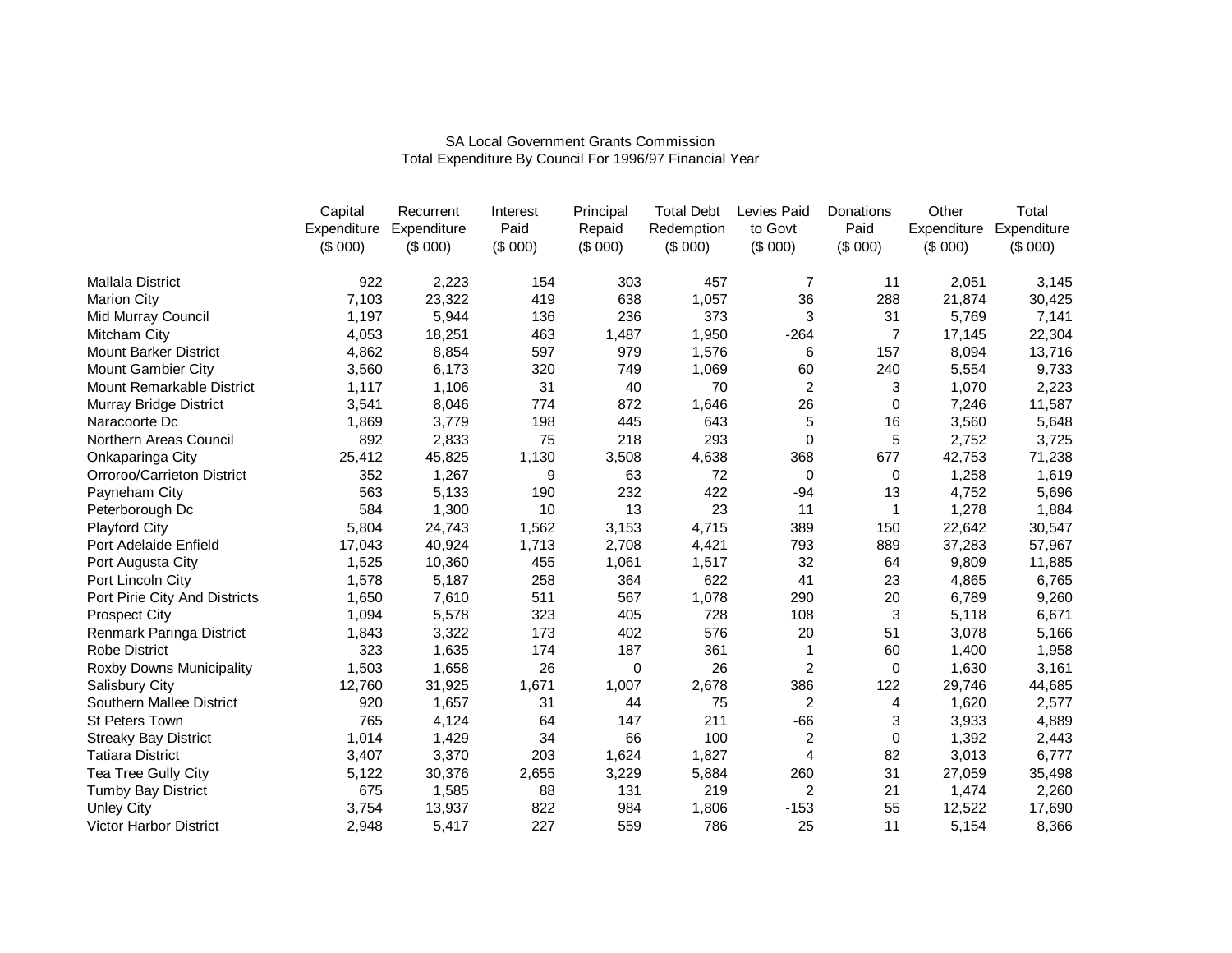SA Local Government Grants Commission
Total Expenditure By Council For 1996/97 Financial Year

| | Capital Expenditure ($ 000) | Recurrent Expenditure ($ 000) | Interest Paid ($ 000) | Principal Repaid ($ 000) | Total Debt Redemption ($ 000) | Levies Paid to Govt ($ 000) | Donations Paid ($ 000) | Other Expenditure ($ 000) | Total Expenditure ($ 000) |
|---|---|---|---|---|---|---|---|---|---|
| Mallala District | 922 | 2,223 | 154 | 303 | 457 | 7 | 11 | 2,051 | 3,145 |
| Marion City | 7,103 | 23,322 | 419 | 638 | 1,057 | 36 | 288 | 21,874 | 30,425 |
| Mid Murray Council | 1,197 | 5,944 | 136 | 236 | 373 | 3 | 31 | 5,769 | 7,141 |
| Mitcham City | 4,053 | 18,251 | 463 | 1,487 | 1,950 | -264 | 7 | 17,145 | 22,304 |
| Mount Barker District | 4,862 | 8,854 | 597 | 979 | 1,576 | 6 | 157 | 8,094 | 13,716 |
| Mount Gambier City | 3,560 | 6,173 | 320 | 749 | 1,069 | 60 | 240 | 5,554 | 9,733 |
| Mount Remarkable District | 1,117 | 1,106 | 31 | 40 | 70 | 2 | 3 | 1,070 | 2,223 |
| Murray Bridge District | 3,541 | 8,046 | 774 | 872 | 1,646 | 26 | 0 | 7,246 | 11,587 |
| Naracoorte Dc | 1,869 | 3,779 | 198 | 445 | 643 | 5 | 16 | 3,560 | 5,648 |
| Northern Areas Council | 892 | 2,833 | 75 | 218 | 293 | 0 | 5 | 2,752 | 3,725 |
| Onkaparinga City | 25,412 | 45,825 | 1,130 | 3,508 | 4,638 | 368 | 677 | 42,753 | 71,238 |
| Orroroo/Carrieton District | 352 | 1,267 | 9 | 63 | 72 | 0 | 0 | 1,258 | 1,619 |
| Payneham City | 563 | 5,133 | 190 | 232 | 422 | -94 | 13 | 4,752 | 5,696 |
| Peterborough Dc | 584 | 1,300 | 10 | 13 | 23 | 11 | 1 | 1,278 | 1,884 |
| Playford City | 5,804 | 24,743 | 1,562 | 3,153 | 4,715 | 389 | 150 | 22,642 | 30,547 |
| Port Adelaide Enfield | 17,043 | 40,924 | 1,713 | 2,708 | 4,421 | 793 | 889 | 37,283 | 57,967 |
| Port Augusta City | 1,525 | 10,360 | 455 | 1,061 | 1,517 | 32 | 64 | 9,809 | 11,885 |
| Port Lincoln City | 1,578 | 5,187 | 258 | 364 | 622 | 41 | 23 | 4,865 | 6,765 |
| Port Pirie City And Districts | 1,650 | 7,610 | 511 | 567 | 1,078 | 290 | 20 | 6,789 | 9,260 |
| Prospect City | 1,094 | 5,578 | 323 | 405 | 728 | 108 | 3 | 5,118 | 6,671 |
| Renmark Paringa District | 1,843 | 3,322 | 173 | 402 | 576 | 20 | 51 | 3,078 | 5,166 |
| Robe District | 323 | 1,635 | 174 | 187 | 361 | 1 | 60 | 1,400 | 1,958 |
| Roxby Downs Municipality | 1,503 | 1,658 | 26 | 0 | 26 | 2 | 0 | 1,630 | 3,161 |
| Salisbury City | 12,760 | 31,925 | 1,671 | 1,007 | 2,678 | 386 | 122 | 29,746 | 44,685 |
| Southern Mallee District | 920 | 1,657 | 31 | 44 | 75 | 2 | 4 | 1,620 | 2,577 |
| St Peters Town | 765 | 4,124 | 64 | 147 | 211 | -66 | 3 | 3,933 | 4,889 |
| Streaky Bay District | 1,014 | 1,429 | 34 | 66 | 100 | 2 | 0 | 1,392 | 2,443 |
| Tatiara District | 3,407 | 3,370 | 203 | 1,624 | 1,827 | 4 | 82 | 3,013 | 6,777 |
| Tea Tree Gully City | 5,122 | 30,376 | 2,655 | 3,229 | 5,884 | 260 | 31 | 27,059 | 35,498 |
| Tumby Bay District | 675 | 1,585 | 88 | 131 | 219 | 2 | 21 | 1,474 | 2,260 |
| Unley City | 3,754 | 13,937 | 822 | 984 | 1,806 | -153 | 55 | 12,522 | 17,690 |
| Victor Harbor District | 2,948 | 5,417 | 227 | 559 | 786 | 25 | 11 | 5,154 | 8,366 |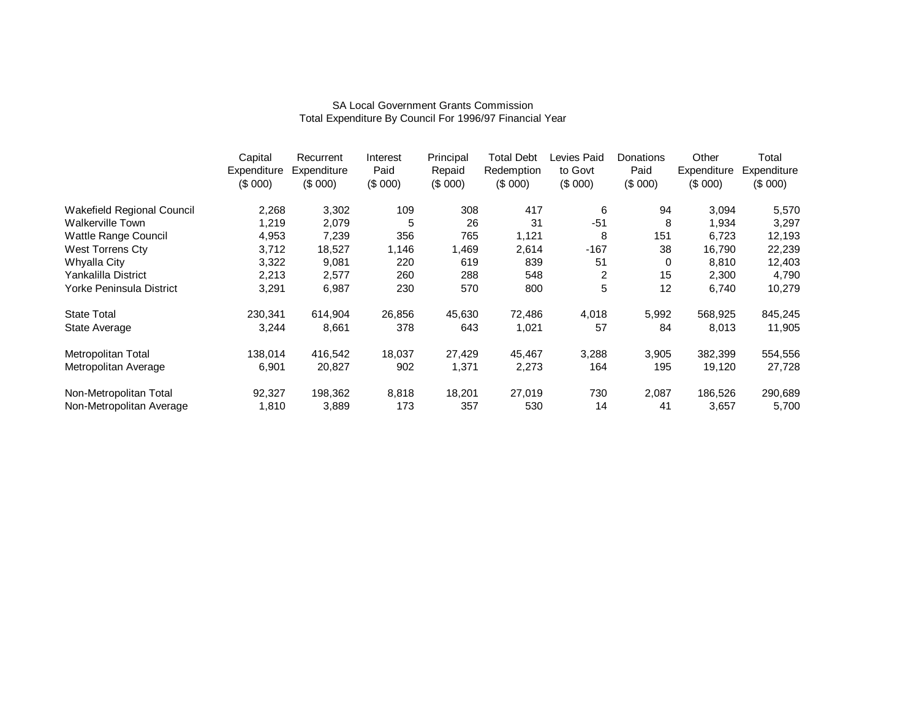SA Local Government Grants Commission
Total Expenditure By Council For 1996/97 Financial Year

| | Capital Expenditure ($ 000) | Recurrent Expenditure ($ 000) | Interest Paid ($ 000) | Principal Repaid ($ 000) | Total Debt Redemption ($ 000) | Levies Paid to Govt ($ 000) | Donations Paid ($ 000) | Other Expenditure ($ 000) | Total Expenditure ($ 000) |
|---|---|---|---|---|---|---|---|---|---|
| Wakefield Regional Council | 2,268 | 3,302 | 109 | 308 | 417 | 6 | 94 | 3,094 | 5,570 |
| Walkerville Town | 1,219 | 2,079 | 5 | 26 | 31 | -51 | 8 | 1,934 | 3,297 |
| Wattle Range Council | 4,953 | 7,239 | 356 | 765 | 1,121 | 8 | 151 | 6,723 | 12,193 |
| West Torrens Cty | 3,712 | 18,527 | 1,146 | 1,469 | 2,614 | -167 | 38 | 16,790 | 22,239 |
| Whyalla City | 3,322 | 9,081 | 220 | 619 | 839 | 51 | 0 | 8,810 | 12,403 |
| Yankalilla District | 2,213 | 2,577 | 260 | 288 | 548 | 2 | 15 | 2,300 | 4,790 |
| Yorke Peninsula District | 3,291 | 6,987 | 230 | 570 | 800 | 5 | 12 | 6,740 | 10,279 |
| | | | | | | | | | |
| State Total | 230,341 | 614,904 | 26,856 | 45,630 | 72,486 | 4,018 | 5,992 | 568,925 | 845,245 |
| State Average | 3,244 | 8,661 | 378 | 643 | 1,021 | 57 | 84 | 8,013 | 11,905 |
| | | | | | | | | | |
| Metropolitan Total | 138,014 | 416,542 | 18,037 | 27,429 | 45,467 | 3,288 | 3,905 | 382,399 | 554,556 |
| Metropolitan Average | 6,901 | 20,827 | 902 | 1,371 | 2,273 | 164 | 195 | 19,120 | 27,728 |
| | | | | | | | | | |
| Non-Metropolitan Total | 92,327 | 198,362 | 8,818 | 18,201 | 27,019 | 730 | 2,087 | 186,526 | 290,689 |
| Non-Metropolitan Average | 1,810 | 3,889 | 173 | 357 | 530 | 14 | 41 | 3,657 | 5,700 |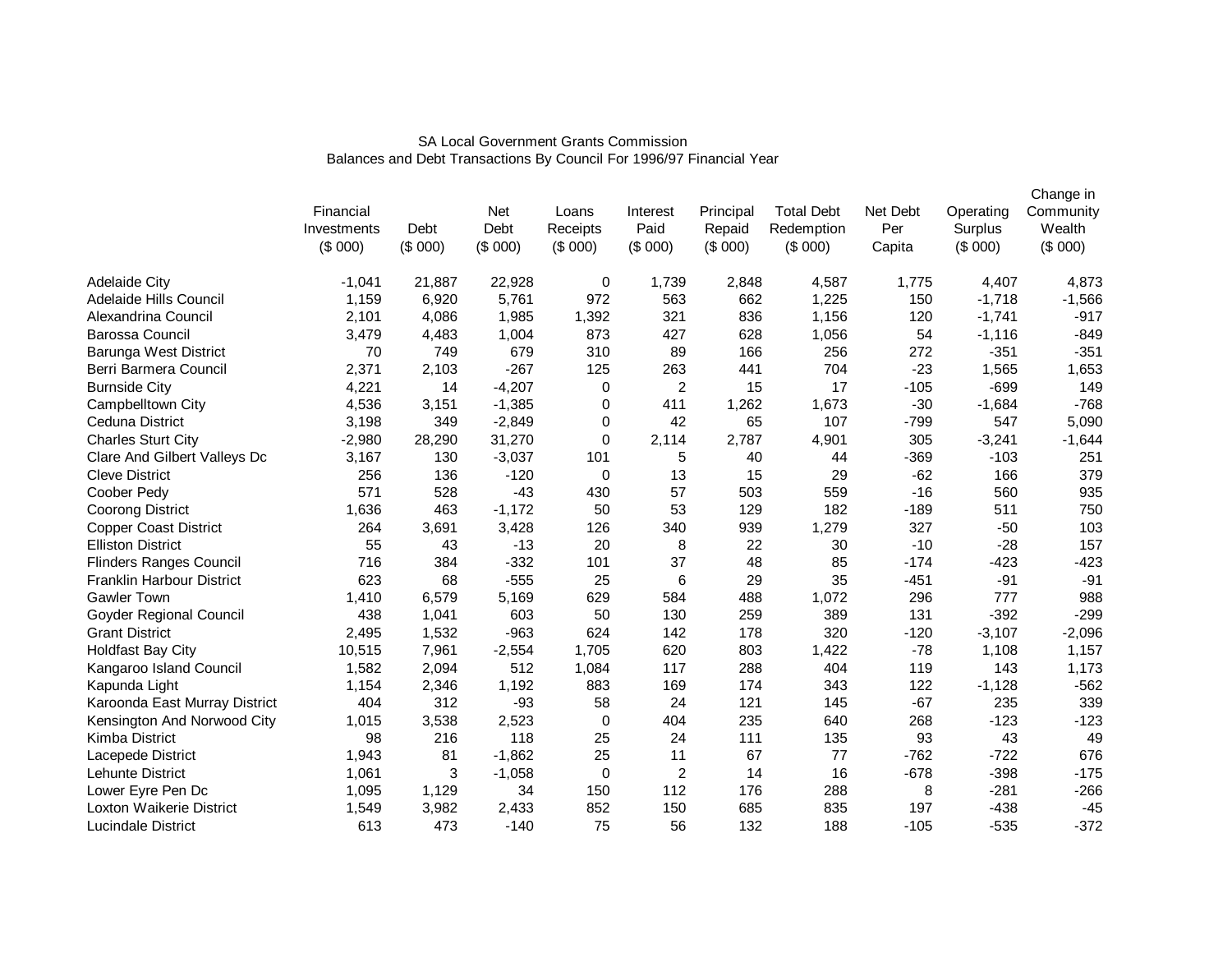SA Local Government Grants Commission
Balances and Debt Transactions By Council For 1996/97 Financial Year

| | Financial Investments ($ 000) | Debt ($ 000) | Net Debt ($ 000) | Loans Receipts ($ 000) | Interest Paid ($ 000) | Principal Repaid ($ 000) | Total Debt Redemption ($ 000) | Net Debt Per Capita | Operating Surplus ($ 000) | Change in Community Wealth ($ 000) |
|---|---|---|---|---|---|---|---|---|---|---|
| Adelaide City | -1,041 | 21,887 | 22,928 | 0 | 1,739 | 2,848 | 4,587 | 1,775 | 4,407 | 4,873 |
| Adelaide Hills Council | 1,159 | 6,920 | 5,761 | 972 | 563 | 662 | 1,225 | 150 | -1,718 | -1,566 |
| Alexandrina Council | 2,101 | 4,086 | 1,985 | 1,392 | 321 | 836 | 1,156 | 120 | -1,741 | -917 |
| Barossa Council | 3,479 | 4,483 | 1,004 | 873 | 427 | 628 | 1,056 | 54 | -1,116 | -849 |
| Barunga West District | 70 | 749 | 679 | 310 | 89 | 166 | 256 | 272 | -351 | -351 |
| Berri Barmera Council | 2,371 | 2,103 | -267 | 125 | 263 | 441 | 704 | -23 | 1,565 | 1,653 |
| Burnside City | 4,221 | 14 | -4,207 | 0 | 2 | 15 | 17 | -105 | -699 | 149 |
| Campbelltown City | 4,536 | 3,151 | -1,385 | 0 | 411 | 1,262 | 1,673 | -30 | -1,684 | -768 |
| Ceduna District | 3,198 | 349 | -2,849 | 0 | 42 | 65 | 107 | -799 | 547 | 5,090 |
| Charles Sturt City | -2,980 | 28,290 | 31,270 | 0 | 2,114 | 2,787 | 4,901 | 305 | -3,241 | -1,644 |
| Clare And Gilbert Valleys Dc | 3,167 | 130 | -3,037 | 101 | 5 | 40 | 44 | -369 | -103 | 251 |
| Cleve District | 256 | 136 | -120 | 0 | 13 | 15 | 29 | -62 | 166 | 379 |
| Coober Pedy | 571 | 528 | -43 | 430 | 57 | 503 | 559 | -16 | 560 | 935 |
| Coorong District | 1,636 | 463 | -1,172 | 50 | 53 | 129 | 182 | -189 | 511 | 750 |
| Copper Coast District | 264 | 3,691 | 3,428 | 126 | 340 | 939 | 1,279 | 327 | -50 | 103 |
| Elliston District | 55 | 43 | -13 | 20 | 8 | 22 | 30 | -10 | -28 | 157 |
| Flinders Ranges Council | 716 | 384 | -332 | 101 | 37 | 48 | 85 | -174 | -423 | -423 |
| Franklin Harbour District | 623 | 68 | -555 | 25 | 6 | 29 | 35 | -451 | -91 | -91 |
| Gawler Town | 1,410 | 6,579 | 5,169 | 629 | 584 | 488 | 1,072 | 296 | 777 | 988 |
| Goyder Regional Council | 438 | 1,041 | 603 | 50 | 130 | 259 | 389 | 131 | -392 | -299 |
| Grant District | 2,495 | 1,532 | -963 | 624 | 142 | 178 | 320 | -120 | -3,107 | -2,096 |
| Holdfast Bay City | 10,515 | 7,961 | -2,554 | 1,705 | 620 | 803 | 1,422 | -78 | 1,108 | 1,157 |
| Kangaroo Island Council | 1,582 | 2,094 | 512 | 1,084 | 117 | 288 | 404 | 119 | 143 | 1,173 |
| Kapunda Light | 1,154 | 2,346 | 1,192 | 883 | 169 | 174 | 343 | 122 | -1,128 | -562 |
| Karoonda East Murray District | 404 | 312 | -93 | 58 | 24 | 121 | 145 | -67 | 235 | 339 |
| Kensington And Norwood City | 1,015 | 3,538 | 2,523 | 0 | 404 | 235 | 640 | 268 | -123 | -123 |
| Kimba District | 98 | 216 | 118 | 25 | 24 | 111 | 135 | 93 | 43 | 49 |
| Lacepede District | 1,943 | 81 | -1,862 | 25 | 11 | 67 | 77 | -762 | -722 | 676 |
| Lehunte District | 1,061 | 3 | -1,058 | 0 | 2 | 14 | 16 | -678 | -398 | -175 |
| Lower Eyre Pen Dc | 1,095 | 1,129 | 34 | 150 | 112 | 176 | 288 | 8 | -281 | -266 |
| Loxton Waikerie District | 1,549 | 3,982 | 2,433 | 852 | 150 | 685 | 835 | 197 | -438 | -45 |
| Lucindale District | 613 | 473 | -140 | 75 | 56 | 132 | 188 | -105 | -535 | -372 |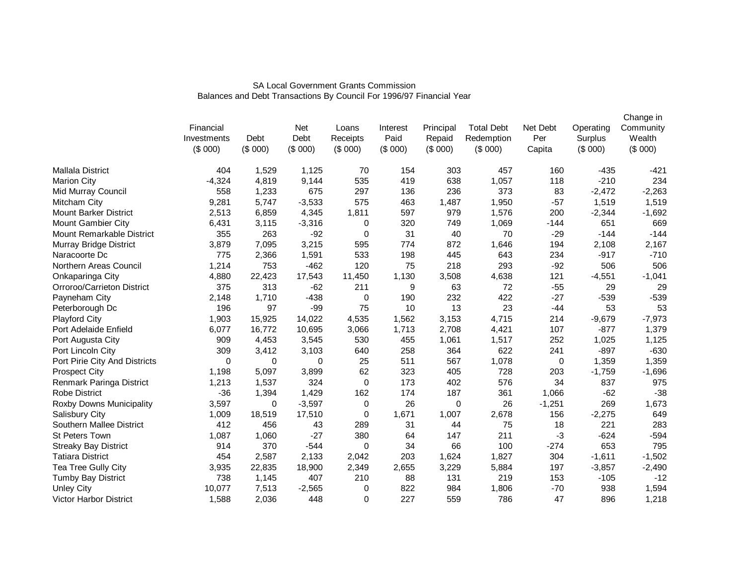SA Local Government Grants Commission
Balances and Debt Transactions By Council For 1996/97 Financial Year

| | Financial Investments ($ 000) | Debt ($ 000) | Net Debt ($ 000) | Loans Receipts ($ 000) | Interest Paid ($ 000) | Principal Repaid ($ 000) | Total Debt Redemption ($ 000) | Net Debt Per Capita | Operating Surplus ($ 000) | Change in Community Wealth ($ 000) |
|---|---|---|---|---|---|---|---|---|---|---|
| Mallala District | 404 | 1,529 | 1,125 | 70 | 154 | 303 | 457 | 160 | -435 | -421 |
| Marion City | -4,324 | 4,819 | 9,144 | 535 | 419 | 638 | 1,057 | 118 | -210 | 234 |
| Mid Murray Council | 558 | 1,233 | 675 | 297 | 136 | 236 | 373 | 83 | -2,472 | -2,263 |
| Mitcham City | 9,281 | 5,747 | -3,533 | 575 | 463 | 1,487 | 1,950 | -57 | 1,519 | 1,519 |
| Mount Barker District | 2,513 | 6,859 | 4,345 | 1,811 | 597 | 979 | 1,576 | 200 | -2,344 | -1,692 |
| Mount Gambier City | 6,431 | 3,115 | -3,316 | 0 | 320 | 749 | 1,069 | -144 | 651 | 669 |
| Mount Remarkable District | 355 | 263 | -92 | 0 | 31 | 40 | 70 | -29 | -144 | -144 |
| Murray Bridge District | 3,879 | 7,095 | 3,215 | 595 | 774 | 872 | 1,646 | 194 | 2,108 | 2,167 |
| Naracoorte Dc | 775 | 2,366 | 1,591 | 533 | 198 | 445 | 643 | 234 | -917 | -710 |
| Northern Areas Council | 1,214 | 753 | -462 | 120 | 75 | 218 | 293 | -92 | 506 | 506 |
| Onkaparinga City | 4,880 | 22,423 | 17,543 | 11,450 | 1,130 | 3,508 | 4,638 | 121 | -4,551 | -1,041 |
| Orroroo/Carrieton District | 375 | 313 | -62 | 211 | 9 | 63 | 72 | -55 | 29 | 29 |
| Payneham City | 2,148 | 1,710 | -438 | 0 | 190 | 232 | 422 | -27 | -539 | -539 |
| Peterborough Dc | 196 | 97 | -99 | 75 | 10 | 13 | 23 | -44 | 53 | 53 |
| Playford City | 1,903 | 15,925 | 14,022 | 4,535 | 1,562 | 3,153 | 4,715 | 214 | -9,679 | -7,973 |
| Port Adelaide Enfield | 6,077 | 16,772 | 10,695 | 3,066 | 1,713 | 2,708 | 4,421 | 107 | -877 | 1,379 |
| Port Augusta City | 909 | 4,453 | 3,545 | 530 | 455 | 1,061 | 1,517 | 252 | 1,025 | 1,125 |
| Port Lincoln City | 309 | 3,412 | 3,103 | 640 | 258 | 364 | 622 | 241 | -897 | -630 |
| Port Pirie City And Districts | 0 | 0 | 0 | 25 | 511 | 567 | 1,078 | 0 | 1,359 | 1,359 |
| Prospect City | 1,198 | 5,097 | 3,899 | 62 | 323 | 405 | 728 | 203 | -1,759 | -1,696 |
| Renmark Paringa District | 1,213 | 1,537 | 324 | 0 | 173 | 402 | 576 | 34 | 837 | 975 |
| Robe District | -36 | 1,394 | 1,429 | 162 | 174 | 187 | 361 | 1,066 | -62 | -38 |
| Roxby Downs Municipality | 3,597 | 0 | -3,597 | 0 | 26 | 0 | 26 | -1,251 | 269 | 1,673 |
| Salisbury City | 1,009 | 18,519 | 17,510 | 0 | 1,671 | 1,007 | 2,678 | 156 | -2,275 | 649 |
| Southern Mallee District | 412 | 456 | 43 | 289 | 31 | 44 | 75 | 18 | 221 | 283 |
| St Peters Town | 1,087 | 1,060 | -27 | 380 | 64 | 147 | 211 | -3 | -624 | -594 |
| Streaky Bay District | 914 | 370 | -544 | 0 | 34 | 66 | 100 | -274 | 653 | 795 |
| Tatiara District | 454 | 2,587 | 2,133 | 2,042 | 203 | 1,624 | 1,827 | 304 | -1,611 | -1,502 |
| Tea Tree Gully City | 3,935 | 22,835 | 18,900 | 2,349 | 2,655 | 3,229 | 5,884 | 197 | -3,857 | -2,490 |
| Tumby Bay District | 738 | 1,145 | 407 | 210 | 88 | 131 | 219 | 153 | -105 | -12 |
| Unley City | 10,077 | 7,513 | -2,565 | 0 | 822 | 984 | 1,806 | -70 | 938 | 1,594 |
| Victor Harbor District | 1,588 | 2,036 | 448 | 0 | 227 | 559 | 786 | 47 | 896 | 1,218 |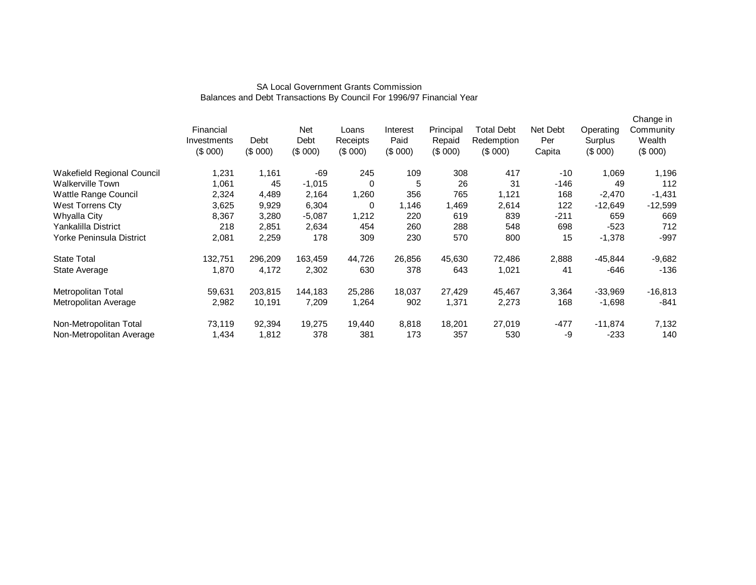SA Local Government Grants Commission
Balances and Debt Transactions By Council For 1996/97 Financial Year

| | Financial Investments ($ 000) | Debt ($ 000) | Net Debt ($ 000) | Loans Receipts ($ 000) | Interest Paid ($ 000) | Principal Repaid ($ 000) | Total Debt Redemption ($ 000) | Net Debt Per Capita | Operating Surplus ($ 000) | Change in Community Wealth ($ 000) |
|---|---|---|---|---|---|---|---|---|---|---|
| Wakefield Regional Council | 1,231 | 1,161 | -69 | 245 | 109 | 308 | 417 | -10 | 1,069 | 1,196 |
| Walkerville Town | 1,061 | 45 | -1,015 | 0 | 5 | 26 | 31 | -146 | 49 | 112 |
| Wattle Range Council | 2,324 | 4,489 | 2,164 | 1,260 | 356 | 765 | 1,121 | 168 | -2,470 | -1,431 |
| West Torrens Cty | 3,625 | 9,929 | 6,304 | 0 | 1,146 | 1,469 | 2,614 | 122 | -12,649 | -12,599 |
| Whyalla City | 8,367 | 3,280 | -5,087 | 1,212 | 220 | 619 | 839 | -211 | 659 | 669 |
| Yankalilla District | 218 | 2,851 | 2,634 | 454 | 260 | 288 | 548 | 698 | -523 | 712 |
| Yorke Peninsula District | 2,081 | 2,259 | 178 | 309 | 230 | 570 | 800 | 15 | -1,378 | -997 |
| State Total | 132,751 | 296,209 | 163,459 | 44,726 | 26,856 | 45,630 | 72,486 | 2,888 | -45,844 | -9,682 |
| State Average | 1,870 | 4,172 | 2,302 | 630 | 378 | 643 | 1,021 | 41 | -646 | -136 |
| Metropolitan Total | 59,631 | 203,815 | 144,183 | 25,286 | 18,037 | 27,429 | 45,467 | 3,364 | -33,969 | -16,813 |
| Metropolitan Average | 2,982 | 10,191 | 7,209 | 1,264 | 902 | 1,371 | 2,273 | 168 | -1,698 | -841 |
| Non-Metropolitan Total | 73,119 | 92,394 | 19,275 | 19,440 | 8,818 | 18,201 | 27,019 | -477 | -11,874 | 7,132 |
| Non-Metropolitan Average | 1,434 | 1,812 | 378 | 381 | 173 | 357 | 530 | -9 | -233 | 140 |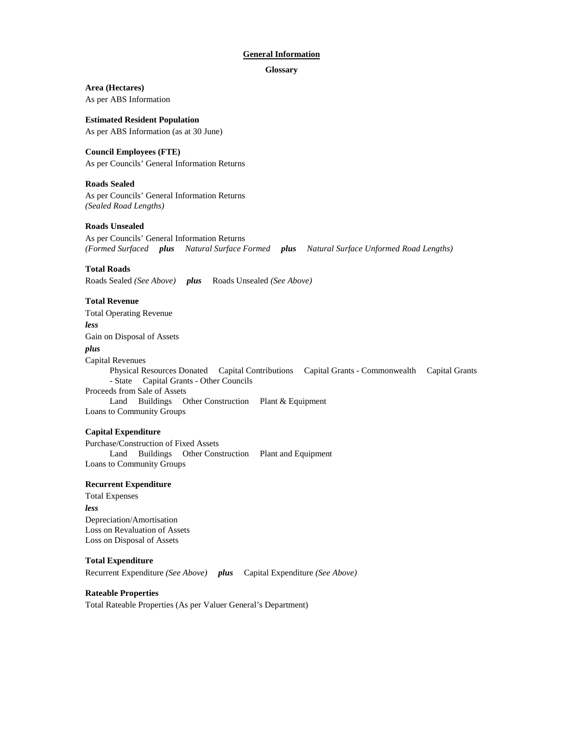## General Information

### Glossary

**Area (Hectares)**
As per ABS Information

**Estimated Resident Population**
As per ABS Information (as at 30 June)

**Council Employees (FTE)**
As per Councils' General Information Returns

**Roads Sealed**
As per Councils' General Information Returns
*(Sealed Road Lengths)*

**Roads Unsealed**
As per Councils' General Information Returns
*(Formed Surfaced* ***plus*** *Natural Surface Formed* ***plus*** *Natural Surface Unformed Road Lengths)*

**Total Roads**
Roads Sealed *(See Above)* ***plus*** Roads Unsealed *(See Above)*

**Total Revenue**
Total Operating Revenue
***less***
Gain on Disposal of Assets
***plus***
Capital Revenues
Physical Resources Donated Capital Contributions Capital Grants - Commonwealth Capital Grants - State Capital Grants - Other Councils
Proceeds from Sale of Assets
Land Buildings Other Construction Plant & Equipment
Loans to Community Groups

**Capital Expenditure**
Purchase/Construction of Fixed Assets
Land Buildings Other Construction Plant and Equipment
Loans to Community Groups

**Recurrent Expenditure**
Total Expenses
***less***
Depreciation/Amortisation
Loss on Revaluation of Assets
Loss on Disposal of Assets

**Total Expenditure**
Recurrent Expenditure *(See Above)* ***plus*** Capital Expenditure *(See Above)*

**Rateable Properties**
Total Rateable Properties (As per Valuer General's Department)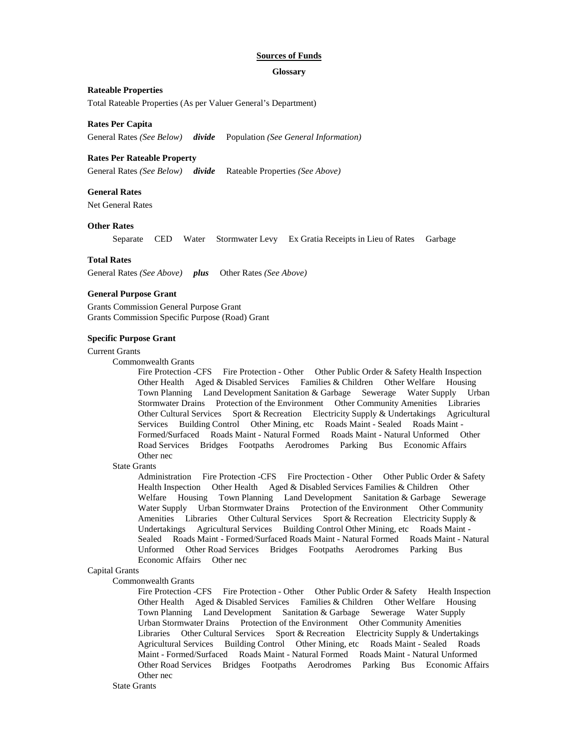# Sources of Funds

## Glossary

**Rateable Properties**

Total Rateable Properties (As per Valuer General's Department)

**Rates Per Capita**

General Rates *(See Below)* ***divide*** Population *(See General Information)*

**Rates Per Rateable Property**

General Rates *(See Below)* ***divide*** Rateable Properties *(See Above)*

**General Rates**

Net General Rates

**Other Rates**

Separate CED Water Stormwater Levy Ex Gratia Receipts in Lieu of Rates Garbage

**Total Rates**

General Rates *(See Above)* ***plus*** Other Rates *(See Above)*

**General Purpose Grant**

Grants Commission General Purpose Grant
Grants Commission Specific Purpose (Road) Grant

**Specific Purpose Grant**

Current Grants

Commonwealth Grants

Fire Protection -CFS Fire Protection - Other Other Public Order & Safety Health Inspection Other Health Aged & Disabled Services Families & Children Other Welfare Housing Town Planning Land Development Sanitation & Garbage Sewerage Water Supply Urban Stormwater Drains Protection of the Environment Other Community Amenities Libraries Other Cultural Services Sport & Recreation Electricity Supply & Undertakings Agricultural Services Building Control Other Mining, etc Roads Maint - Sealed Roads Maint - Formed/Surfaced Roads Maint - Natural Formed Roads Maint - Natural Unformed Other Road Services Bridges Footpaths Aerodromes Parking Bus Economic Affairs Other nec

State Grants

Administration Fire Protection -CFS Fire Proctection - Other Other Public Order & Safety Health Inspection Other Health Aged & Disabled Services Families & Children Other Welfare Housing Town Planning Land Development Sanitation & Garbage Sewerage Water Supply Urban Stormwater Drains Protection of the Environment Other Community Amenities Libraries Other Cultural Services Sport & Recreation Electricity Supply & Undertakings Agricultural Services Building Control Other Mining, etc Roads Maint - Sealed Roads Maint - Formed/Surfaced Roads Maint - Natural Formed Roads Maint - Natural Unformed Other Road Services Bridges Footpaths Aerodromes Parking Bus Economic Affairs Other nec

Capital Grants

Commonwealth Grants

Fire Protection -CFS Fire Protection - Other Other Public Order & Safety Health Inspection Other Health Aged & Disabled Services Families & Children Other Welfare Housing Town Planning Land Development Sanitation & Garbage Sewerage Water Supply Urban Stormwater Drains Protection of the Environment Other Community Amenities Libraries Other Cultural Services Sport & Recreation Electricity Supply & Undertakings Agricultural Services Building Control Other Mining, etc Roads Maint - Sealed Roads Maint - Formed/Surfaced Roads Maint - Natural Formed Roads Maint - Natural Unformed Other Road Services Bridges Footpaths Aerodromes Parking Bus Economic Affairs Other nec

State Grants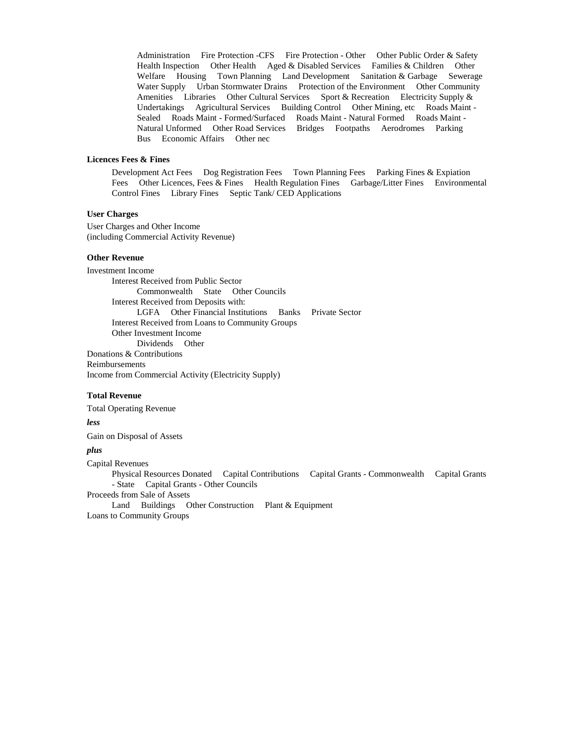Administration  Fire Protection -CFS  Fire Protection - Other  Other Public Order & Safety  Health Inspection  Other Health  Aged & Disabled Services  Families & Children  Other Welfare  Housing  Town Planning  Land Development  Sanitation & Garbage  Sewerage  Water Supply  Urban Stormwater Drains  Protection of the Environment  Other Community Amenities  Libraries  Other Cultural Services  Sport & Recreation  Electricity Supply & Undertakings  Agricultural Services  Building Control  Other Mining, etc  Roads Maint - Sealed  Roads Maint - Formed/Surfaced  Roads Maint - Natural Formed  Roads Maint - Natural Unformed  Other Road Services  Bridges  Footpaths  Aerodromes  Parking  Bus  Economic Affairs  Other nec

**Licences Fees & Fines**

Development Act Fees  Dog Registration Fees  Town Planning Fees  Parking Fines & Expiation Fees  Other Licences, Fees & Fines  Health Regulation Fines  Garbage/Litter Fines  Environmental Control Fines  Library Fines  Septic Tank/ CED Applications

**User Charges**

User Charges and Other Income
(including Commercial Activity Revenue)

**Other Revenue**

Investment Income
- Interest Received from Public Sector
  - Commonwealth  State  Other Councils
- Interest Received from Deposits with:
  - LGFA  Other Financial Institutions  Banks  Private Sector
- Interest Received from Loans to Community Groups
- Other Investment Income
  - Dividends  Other

Donations & Contributions
Reimbursements
Income from Commercial Activity (Electricity Supply)

**Total Revenue**

Total Operating Revenue

***less***

Gain on Disposal of Assets

***plus***

Capital Revenues
- Physical Resources Donated  Capital Contributions  Capital Grants - Commonwealth  Capital Grants - State  Capital Grants - Other Councils

Proceeds from Sale of Assets
- Land  Buildings  Other Construction  Plant & Equipment

Loans to Community Groups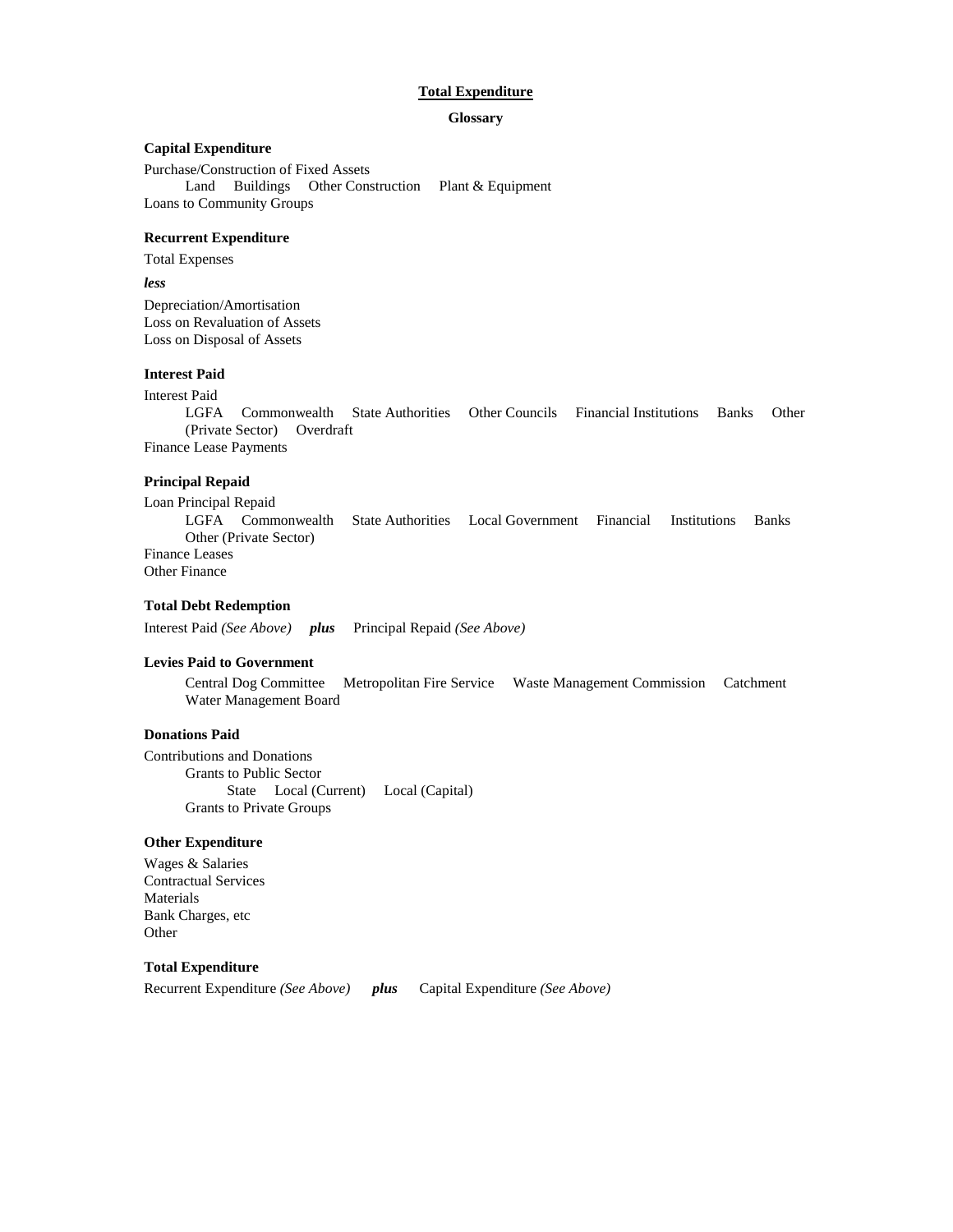# Total Expenditure

## Glossary

**Capital Expenditure**

Purchase/Construction of Fixed Assets
    Land    Buildings    Other Construction    Plant & Equipment
Loans to Community Groups

**Recurrent Expenditure**

Total Expenses

***less***

Depreciation/Amortisation
Loss on Revaluation of Assets
Loss on Disposal of Assets

**Interest Paid**

Interest Paid
    LGFA    Commonwealth    State Authorities    Other Councils    Financial Institutions    Banks    Other (Private Sector)    Overdraft
Finance Lease Payments

**Principal Repaid**

Loan Principal Repaid
    LGFA    Commonwealth    State Authorities    Local Government    Financial    Institutions    Banks    Other (Private Sector)
Finance Leases
Other Finance

**Total Debt Redemption**

Interest Paid *(See Above)*    ***plus***    Principal Repaid *(See Above)*

**Levies Paid to Government**

Central Dog Committee    Metropolitan Fire Service    Waste Management Commission    Catchment Water Management Board

**Donations Paid**

Contributions and Donations
    Grants to Public Sector
        State    Local (Current)    Local (Capital)
    Grants to Private Groups

**Other Expenditure**

Wages & Salaries
Contractual Services
Materials
Bank Charges, etc
Other

**Total Expenditure**

Recurrent Expenditure *(See Above)*    ***plus***    Capital Expenditure *(See Above)*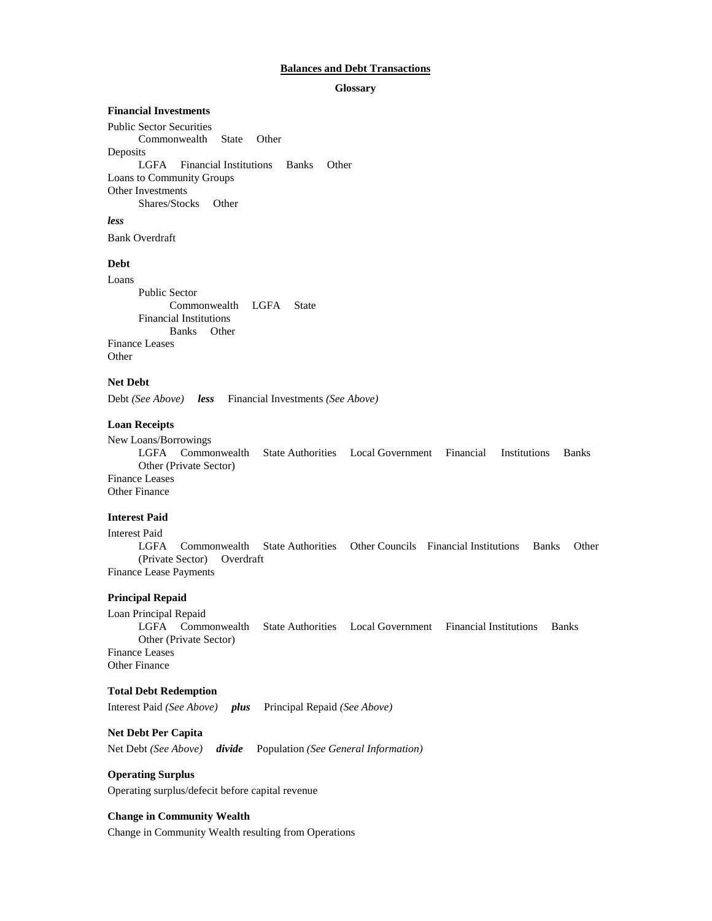# Balances and Debt Transactions

## Glossary

**Financial Investments**

Public Sector Securities
    Commonwealth    State    Other
Deposits
    LGFA    Financial Institutions    Banks    Other
Loans to Community Groups
Other Investments
    Shares/Stocks    Other

***less***

Bank Overdraft

**Debt**

Loans
    Public Sector
        Commonwealth    LGFA    State
    Financial Institutions
        Banks    Other
Finance Leases
Other

**Net Debt**

Debt *(See Above)*  ***less***  Financial Investments *(See Above)*

**Loan Receipts**

New Loans/Borrowings
    LGFA    Commonwealth    State Authorities    Local Government    Financial    Institutions    Banks    Other (Private Sector)
Finance Leases
Other Finance

**Interest Paid**

Interest Paid
    LGFA    Commonwealth    State Authorities    Other Councils    Financial Institutions    Banks    Other (Private Sector)    Overdraft
Finance Lease Payments

**Principal Repaid**

Loan Principal Repaid
    LGFA    Commonwealth    State Authorities    Local Government    Financial Institutions    Banks    Other (Private Sector)
Finance Leases
Other Finance

**Total Debt Redemption**

Interest Paid *(See Above)*  ***plus***  Principal Repaid *(See Above)*

**Net Debt Per Capita**

Net Debt *(See Above)*  ***divide***  Population *(See General Information)*

**Operating Surplus**

Operating surplus/defecit before capital revenue

**Change in Community Wealth**

Change in Community Wealth resulting from Operations